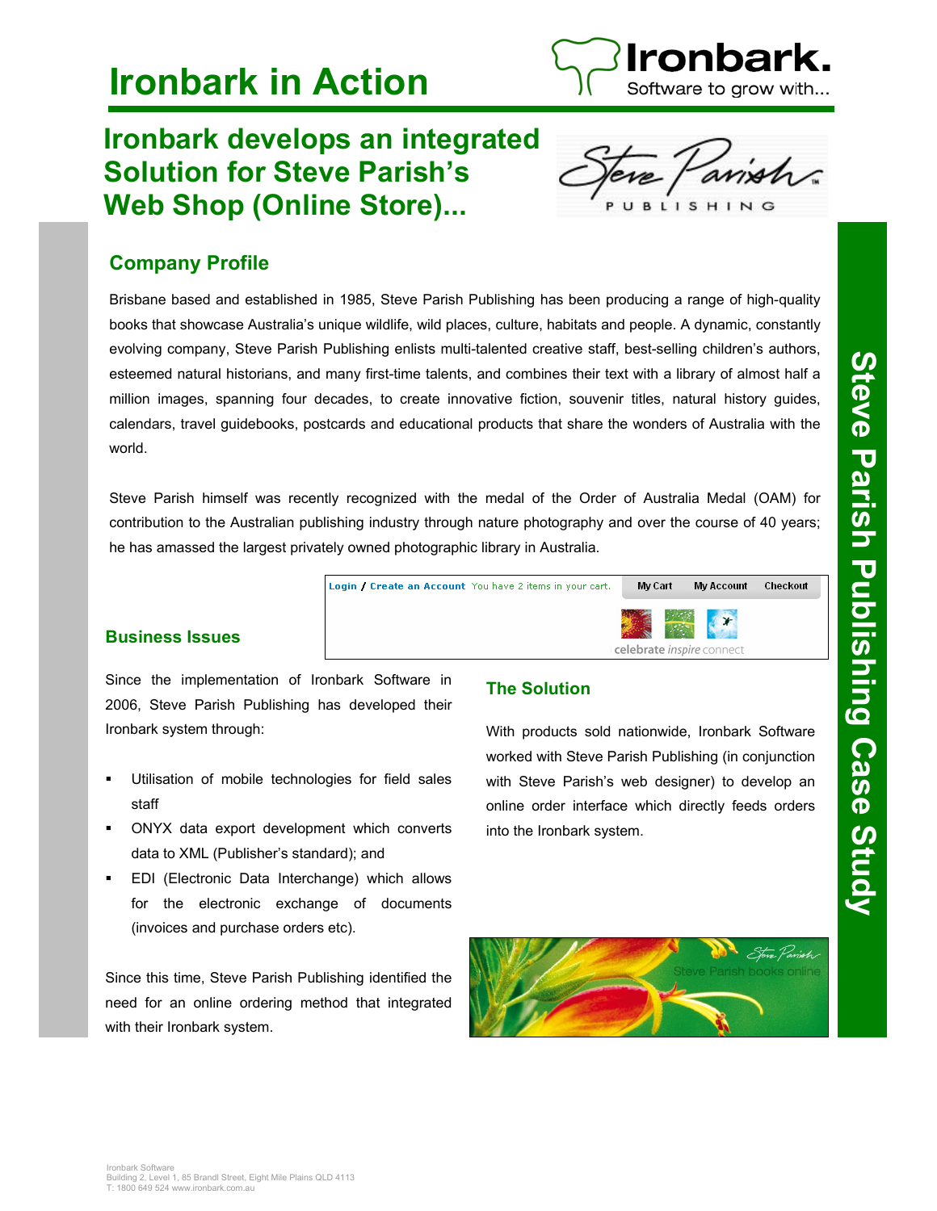# Ironbark in Action

## Ironbark develops an integrated Solution for Steve Parish's Web Shop (Online Store)...

### Company Profile

Brisbane based and established in 1985, Steve Parish Publishing has been producing a range of high-quality books that showcase Australia's unique wildlife, wild places, culture, habitats and people. A dynamic, constantly evolving company, Steve Parish Publishing enlists multi-talented creative staff, best-selling children's authors, esteemed natural historians, and many first-time talents, and combines their text with a library of almost half a million images, spanning four decades, to create innovative fiction, souvenir titles, natural history guides, calendars, travel guidebooks, postcards and educational products that share the wonders of Australia with the world.

Steve Parish himself was recently recognized with the medal of the Order of Australia Medal (OAM) for contribution to the Australian publishing industry through nature photography and over the course of 40 years; he has amassed the largest privately owned photographic library in Australia.

### Business Issues

Since the implementation of Ironbark Software in 2006, Steve Parish Publishing has developed their Ironbark system through:

- Utilisation of mobile technologies for field sales staff
- ONYX data export development which converts data to XML (Publisher's standard); and
- EDI (Electronic Data Interchange) which allows for the electronic exchange of documents (invoices and purchase orders etc).

Since this time, Steve Parish Publishing identified the need for an online ordering method that integrated with their Ironbark system.

### The Solution

With products sold nationwide, Ironbark Software worked with Steve Parish Publishing (in conjunction with Steve Parish's web designer) to develop an online order interface which directly feeds orders into the Ironbark system.

Ironbark Software
Building 2, Level 1, 85 Brandl Street, Eight Mile Plains QLD 4113
T: 1800 649 524 www.ironbark.com.au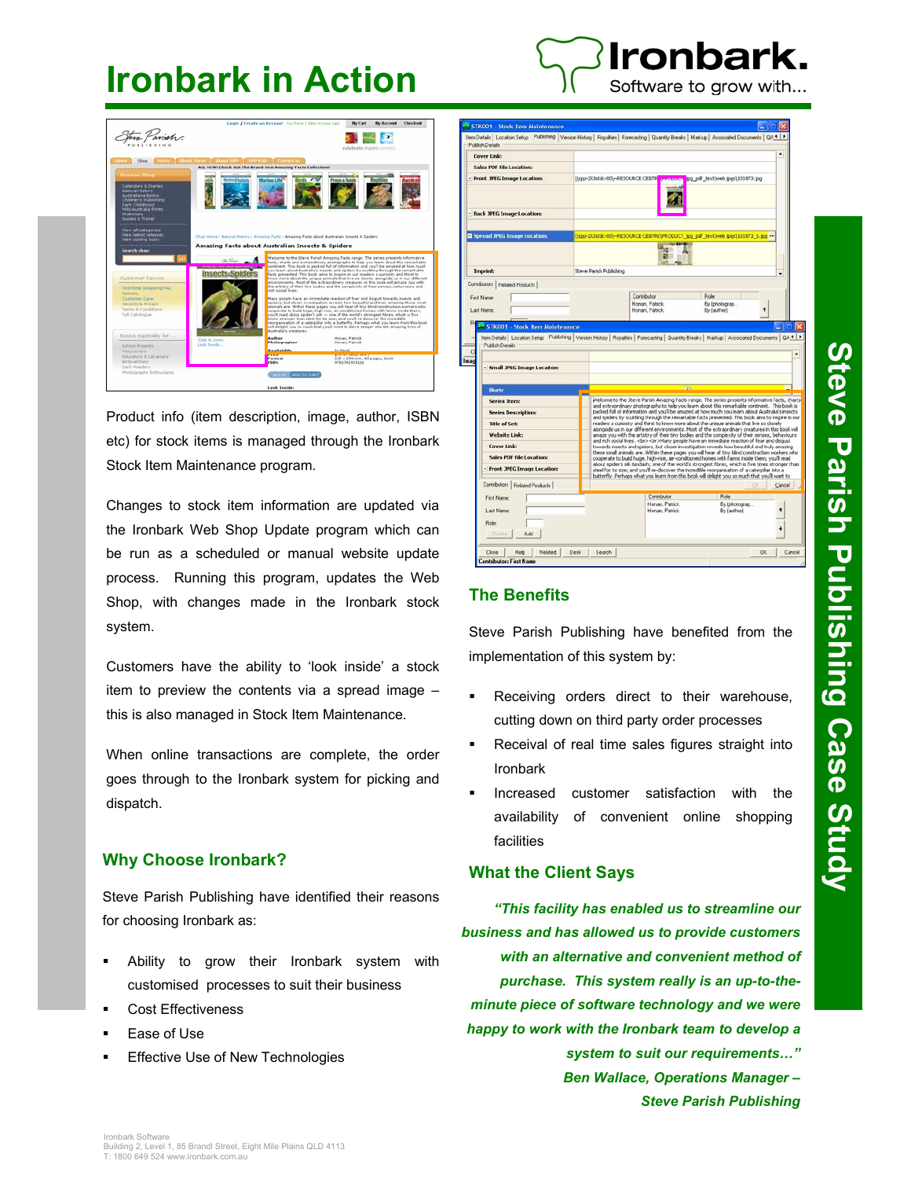# Ironbark in Action

Product info (item description, image, author, ISBN etc) for stock items is managed through the Ironbark Stock Item Maintenance program.

Changes to stock item information are updated via the Ironbark Web Shop Update program which can be run as a scheduled or manual website update process. Running this program, updates the Web Shop, with changes made in the Ironbark stock system.

Customers have the ability to 'look inside' a stock item to preview the contents via a spread image – this is also managed in Stock Item Maintenance.

When online transactions are complete, the order goes through to the Ironbark system for picking and dispatch.

## Why Choose Ironbark?

Steve Parish Publishing have identified their reasons for choosing Ironbark as:

- Ability to grow their Ironbark system with customised processes to suit their business
- Cost Effectiveness
- Ease of Use
- Effective Use of New Technologies

## The Benefits

Steve Parish Publishing have benefited from the implementation of this system by:

- Receiving orders direct to their warehouse, cutting down on third party order processes
- Receival of real time sales figures straight into Ironbark
- Increased customer satisfaction with the availability of convenient online shopping facilities

## What the Client Says

***"This facility has enabled us to streamline our business and has allowed us to provide customers with an alternative and convenient method of purchase. This system really is an up-to-the-minute piece of software technology and we were happy to work with the Ironbark team to develop a system to suit our requirements…"***

***Ben Wallace, Operations Manager – Steve Parish Publishing***

Steve Parish Publishing Case Study

Ironbark Software
Building 2, Level 1, 85 Brandl Street, Eight Mile Plains QLD 4113
T: 1800 649 524 www.ironbark.com.au